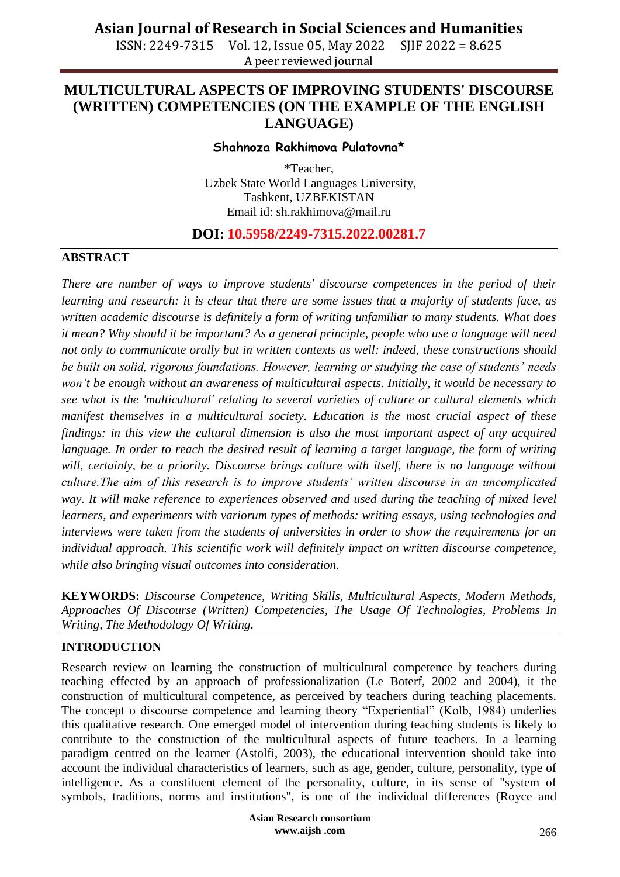# MULTICULTURAL ASPECTS OF IMPROVING STUDENTS' DISCOURSE (WRITTEN) COMPETENCIES (ON THE EXAMPLE OF THE ENGLISH LANGUAGE)

**Shahnoza Rakhimova Pulatovna***

*Teacher,
Uzbek State World Languages University,
Tashkent, UZBEKISTAN
Email id: sh.rakhimova@mail.ru

**DOI: 10.5958/2249-7315.2022.00281.7**

## ABSTRACT

*There are number of ways to improve students' discourse competences in the period of their learning and research: it is clear that there are some issues that a majority of students face, as written academic discourse is definitely a form of writing unfamiliar to many students. What does it mean? Why should it be important? As a general principle, people who use a language will need not only to communicate orally but in written contexts as well: indeed, these constructions should be built on solid, rigorous foundations. However, learning or studying the case of students' needs won't be enough without an awareness of multicultural aspects. Initially, it would be necessary to see what is the 'multicultural' relating to several varieties of culture or cultural elements which manifest themselves in a multicultural society. Education is the most crucial aspect of these findings: in this view the cultural dimension is also the most important aspect of any acquired language. In order to reach the desired result of learning a target language, the form of writing will, certainly, be a priority. Discourse brings culture with itself, there is no language without culture.The aim of this research is to improve students' written discourse in an uncomplicated way. It will make reference to experiences observed and used during the teaching of mixed level learners, and experiments with variorum types of methods: writing essays, using technologies and interviews were taken from the students of universities in order to show the requirements for an individual approach. This scientific work will definitely impact on written discourse competence, while also bringing visual outcomes into consideration.*

**KEYWORDS:** *Discourse Competence, Writing Skills, Multicultural Aspects, Modern Methods, Approaches Of Discourse (Written) Competencies, The Usage Of Technologies, Problems In Writing, The Methodology Of Writing.*

## INTRODUCTION

Research review on learning the construction of multicultural competence by teachers during teaching effected by an approach of professionalization (Le Boterf, 2002 and 2004), it the construction of multicultural competence, as perceived by teachers during teaching placements. The concept o discourse competence and learning theory "Experiential" (Kolb, 1984) underlies this qualitative research. One emerged model of intervention during teaching students is likely to contribute to the construction of the multicultural aspects of future teachers. In a learning paradigm centred on the learner (Astolfi, 2003), the educational intervention should take into account the individual characteristics of learners, such as age, gender, culture, personality, type of intelligence. As a constituent element of the personality, culture, in its sense of "system of symbols, traditions, norms and institutions", is one of the individual differences (Royce and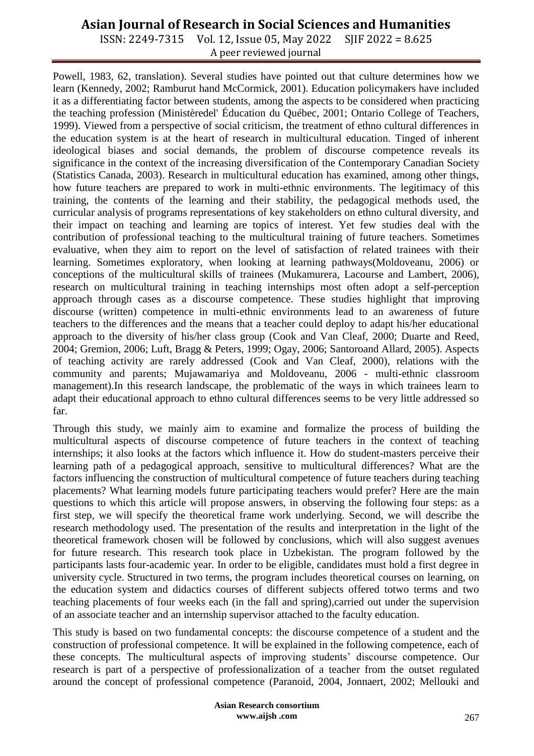Powell, 1983, 62, translation). Several studies have pointed out that culture determines how we learn (Kennedy, 2002; Ramburut hand McCormick, 2001). Education policymakers have included it as a differentiating factor between students, among the aspects to be considered when practicing the teaching profession (Ministèredel' Éducation du Québec, 2001; Ontario College of Teachers, 1999). Viewed from a perspective of social criticism, the treatment of ethno cultural differences in the education system is at the heart of research in multicultural education. Tinged of inherent ideological biases and social demands, the problem of discourse competence reveals its significance in the context of the increasing diversification of the Contemporary Canadian Society (Statistics Canada, 2003). Research in multicultural education has examined, among other things, how future teachers are prepared to work in multi-ethnic environments. The legitimacy of this training, the contents of the learning and their stability, the pedagogical methods used, the curricular analysis of programs representations of key stakeholders on ethno cultural diversity, and their impact on teaching and learning are topics of interest. Yet few studies deal with the contribution of professional teaching to the multicultural training of future teachers. Sometimes evaluative, when they aim to report on the level of satisfaction of related trainees with their learning. Sometimes exploratory, when looking at learning pathways(Moldoveanu, 2006) or conceptions of the multicultural skills of trainees (Mukamurera, Lacourse and Lambert, 2006), research on multicultural training in teaching internships most often adopt a self-perception approach through cases as a discourse competence. These studies highlight that improving discourse (written) competence in multi-ethnic environments lead to an awareness of future teachers to the differences and the means that a teacher could deploy to adapt his/her educational approach to the diversity of his/her class group (Cook and Van Cleaf, 2000; Duarte and Reed, 2004; Gremion, 2006; Luft, Bragg & Peters, 1999; Ogay, 2006; Santoroand Allard, 2005). Aspects of teaching activity are rarely addressed (Cook and Van Cleaf, 2000), relations with the community and parents; Mujawamariya and Moldoveanu, 2006 - multi-ethnic classroom management).In this research landscape, the problematic of the ways in which trainees learn to adapt their educational approach to ethno cultural differences seems to be very little addressed so far.

Through this study, we mainly aim to examine and formalize the process of building the multicultural aspects of discourse competence of future teachers in the context of teaching internships; it also looks at the factors which influence it. How do student-masters perceive their learning path of a pedagogical approach, sensitive to multicultural differences? What are the factors influencing the construction of multicultural competence of future teachers during teaching placements? What learning models future participating teachers would prefer? Here are the main questions to which this article will propose answers, in observing the following four steps: as a first step, we will specify the theoretical frame work underlying. Second, we will describe the research methodology used. The presentation of the results and interpretation in the light of the theoretical framework chosen will be followed by conclusions, which will also suggest avenues for future research. This research took place in Uzbekistan. The program followed by the participants lasts four-academic year. In order to be eligible, candidates must hold a first degree in university cycle. Structured in two terms, the program includes theoretical courses on learning, on the education system and didactics courses of different subjects offered totwo terms and two teaching placements of four weeks each (in the fall and spring),carried out under the supervision of an associate teacher and an internship supervisor attached to the faculty education.

This study is based on two fundamental concepts: the discourse competence of a student and the construction of professional competence. It will be explained in the following competence, each of these concepts. The multicultural aspects of improving students' discourse competence. Our research is part of a perspective of professionalization of a teacher from the outset regulated around the concept of professional competence (Paranoid, 2004, Jonnaert, 2002; Mellouki and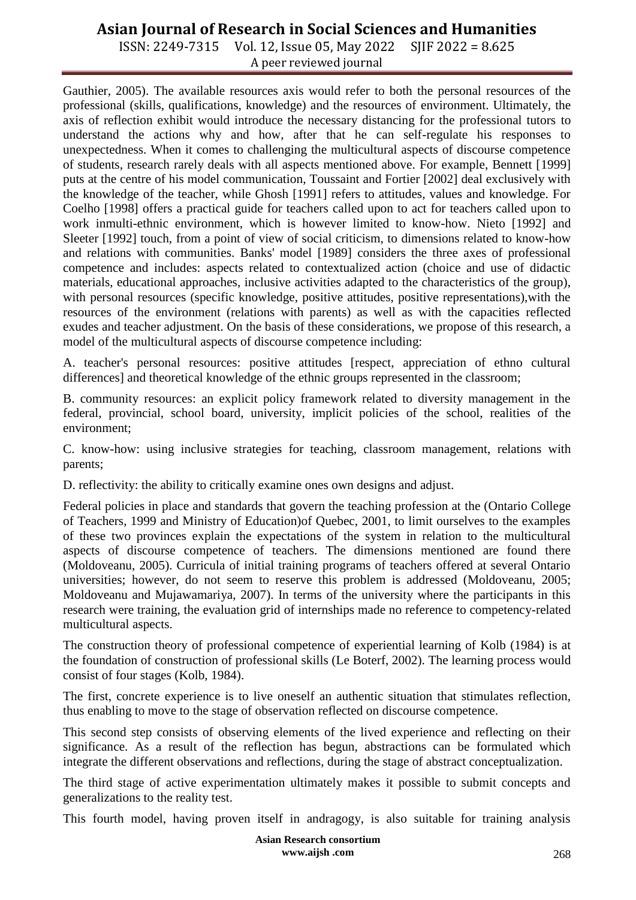Gauthier, 2005). The available resources axis would refer to both the personal resources of the professional (skills, qualifications, knowledge) and the resources of environment. Ultimately, the axis of reflection exhibit would introduce the necessary distancing for the professional tutors to understand the actions why and how, after that he can self-regulate his responses to unexpectedness. When it comes to challenging the multicultural aspects of discourse competence of students, research rarely deals with all aspects mentioned above. For example, Bennett [1999] puts at the centre of his model communication, Toussaint and Fortier [2002] deal exclusively with the knowledge of the teacher, while Ghosh [1991] refers to attitudes, values and knowledge. For Coelho [1998] offers a practical guide for teachers called upon to act for teachers called upon to work inmulti-ethnic environment, which is however limited to know-how. Nieto [1992] and Sleeter [1992] touch, from a point of view of social criticism, to dimensions related to know-how and relations with communities. Banks' model [1989] considers the three axes of professional competence and includes: aspects related to contextualized action (choice and use of didactic materials, educational approaches, inclusive activities adapted to the characteristics of the group), with personal resources (specific knowledge, positive attitudes, positive representations),with the resources of the environment (relations with parents) as well as with the capacities reflected exudes and teacher adjustment. On the basis of these considerations, we propose of this research, a model of the multicultural aspects of discourse competence including:

A. teacher's personal resources: positive attitudes [respect, appreciation of ethno cultural differences] and theoretical knowledge of the ethnic groups represented in the classroom;

B. community resources: an explicit policy framework related to diversity management in the federal, provincial, school board, university, implicit policies of the school, realities of the environment;

C. know-how: using inclusive strategies for teaching, classroom management, relations with parents;

D. reflectivity: the ability to critically examine ones own designs and adjust.

Federal policies in place and standards that govern the teaching profession at the (Ontario College of Teachers, 1999 and Ministry of Education)of Quebec, 2001, to limit ourselves to the examples of these two provinces explain the expectations of the system in relation to the multicultural aspects of discourse competence of teachers. The dimensions mentioned are found there (Moldoveanu, 2005). Curricula of initial training programs of teachers offered at several Ontario universities; however, do not seem to reserve this problem is addressed (Moldoveanu, 2005; Moldoveanu and Mujawamariya, 2007). In terms of the university where the participants in this research were training, the evaluation grid of internships made no reference to competency-related multicultural aspects.

The construction theory of professional competence of experiential learning of Kolb (1984) is at the foundation of construction of professional skills (Le Boterf, 2002). The learning process would consist of four stages (Kolb, 1984).

The first, concrete experience is to live oneself an authentic situation that stimulates reflection, thus enabling to move to the stage of observation reflected on discourse competence.

This second step consists of observing elements of the lived experience and reflecting on their significance. As a result of the reflection has begun, abstractions can be formulated which integrate the different observations and reflections, during the stage of abstract conceptualization.

The third stage of active experimentation ultimately makes it possible to submit concepts and generalizations to the reality test.

This fourth model, having proven itself in andragogy, is also suitable for training analysis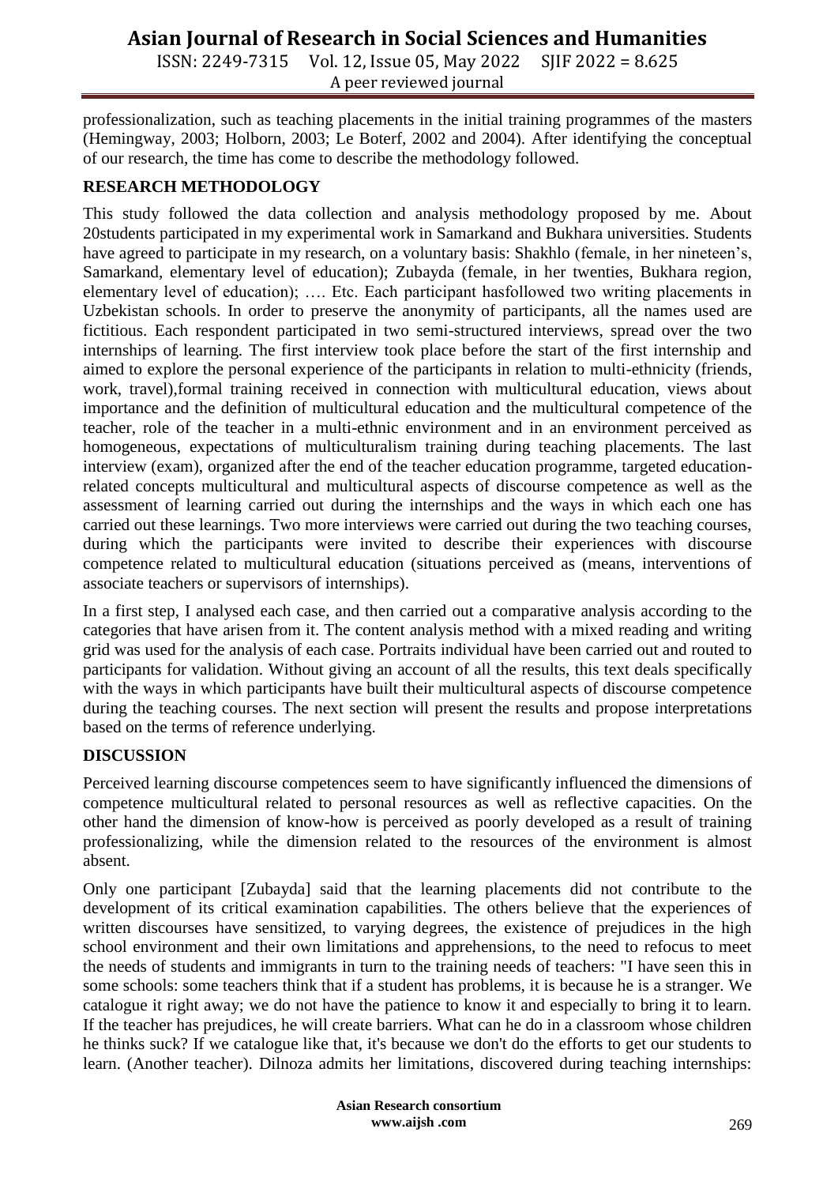professionalization, such as teaching placements in the initial training programmes of the masters (Hemingway, 2003; Holborn, 2003; Le Boterf, 2002 and 2004). After identifying the conceptual of our research, the time has come to describe the methodology followed.

## RESEARCH METHODOLOGY

This study followed the data collection and analysis methodology proposed by me. About 20students participated in my experimental work in Samarkand and Bukhara universities. Students have agreed to participate in my research, on a voluntary basis: Shakhlo (female, in her nineteen's, Samarkand, elementary level of education); Zubayda (female, in her twenties, Bukhara region, elementary level of education); …. Etc. Each participant hasfollowed two writing placements in Uzbekistan schools. In order to preserve the anonymity of participants, all the names used are fictitious. Each respondent participated in two semi-structured interviews, spread over the two internships of learning. The first interview took place before the start of the first internship and aimed to explore the personal experience of the participants in relation to multi-ethnicity (friends, work, travel),formal training received in connection with multicultural education, views about importance and the definition of multicultural education and the multicultural competence of the teacher, role of the teacher in a multi-ethnic environment and in an environment perceived as homogeneous, expectations of multiculturalism training during teaching placements. The last interview (exam), organized after the end of the teacher education programme, targeted education-related concepts multicultural and multicultural aspects of discourse competence as well as the assessment of learning carried out during the internships and the ways in which each one has carried out these learnings. Two more interviews were carried out during the two teaching courses, during which the participants were invited to describe their experiences with discourse competence related to multicultural education (situations perceived as (means, interventions of associate teachers or supervisors of internships).

In a first step, I analysed each case, and then carried out a comparative analysis according to the categories that have arisen from it. The content analysis method with a mixed reading and writing grid was used for the analysis of each case. Portraits individual have been carried out and routed to participants for validation. Without giving an account of all the results, this text deals specifically with the ways in which participants have built their multicultural aspects of discourse competence during the teaching courses. The next section will present the results and propose interpretations based on the terms of reference underlying.

## DISCUSSION

Perceived learning discourse competences seem to have significantly influenced the dimensions of competence multicultural related to personal resources as well as reflective capacities. On the other hand the dimension of know-how is perceived as poorly developed as a result of training professionalizing, while the dimension related to the resources of the environment is almost absent.

Only one participant [Zubayda] said that the learning placements did not contribute to the development of its critical examination capabilities. The others believe that the experiences of written discourses have sensitized, to varying degrees, the existence of prejudices in the high school environment and their own limitations and apprehensions, to the need to refocus to meet the needs of students and immigrants in turn to the training needs of teachers: "I have seen this in some schools: some teachers think that if a student has problems, it is because he is a stranger. We catalogue it right away; we do not have the patience to know it and especially to bring it to learn. If the teacher has prejudices, he will create barriers. What can he do in a classroom whose children he thinks suck? If we catalogue like that, it's because we don't do the efforts to get our students to learn. (Another teacher). Dilnoza admits her limitations, discovered during teaching internships: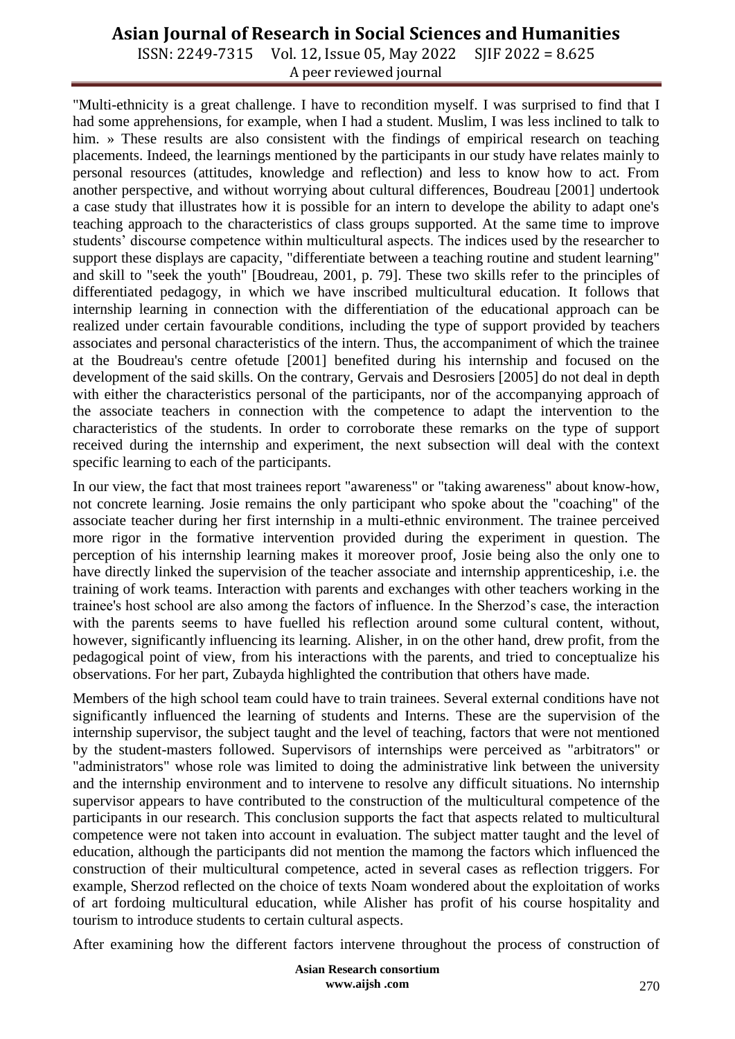"Multi-ethnicity is a great challenge. I have to recondition myself. I was surprised to find that I had some apprehensions, for example, when I had a student. Muslim, I was less inclined to talk to him. » These results are also consistent with the findings of empirical research on teaching placements. Indeed, the learnings mentioned by the participants in our study have relates mainly to personal resources (attitudes, knowledge and reflection) and less to know how to act. From another perspective, and without worrying about cultural differences, Boudreau [2001] undertook a case study that illustrates how it is possible for an intern to develope the ability to adapt one's teaching approach to the characteristics of class groups supported. At the same time to improve students' discourse competence within multicultural aspects. The indices used by the researcher to support these displays are capacity, "differentiate between a teaching routine and student learning" and skill to "seek the youth" [Boudreau, 2001, p. 79]. These two skills refer to the principles of differentiated pedagogy, in which we have inscribed multicultural education. It follows that internship learning in connection with the differentiation of the educational approach can be realized under certain favourable conditions, including the type of support provided by teachers associates and personal characteristics of the intern. Thus, the accompaniment of which the trainee at the Boudreau's centre ofetude [2001] benefited during his internship and focused on the development of the said skills. On the contrary, Gervais and Desrosiers [2005] do not deal in depth with either the characteristics personal of the participants, nor of the accompanying approach of the associate teachers in connection with the competence to adapt the intervention to the characteristics of the students. In order to corroborate these remarks on the type of support received during the internship and experiment, the next subsection will deal with the context specific learning to each of the participants.

In our view, the fact that most trainees report "awareness" or "taking awareness" about know-how, not concrete learning. Josie remains the only participant who spoke about the "coaching" of the associate teacher during her first internship in a multi-ethnic environment. The trainee perceived more rigor in the formative intervention provided during the experiment in question. The perception of his internship learning makes it moreover proof, Josie being also the only one to have directly linked the supervision of the teacher associate and internship apprenticeship, i.e. the training of work teams. Interaction with parents and exchanges with other teachers working in the trainee's host school are also among the factors of influence. In the Sherzod's case, the interaction with the parents seems to have fuelled his reflection around some cultural content, without, however, significantly influencing its learning. Alisher, in on the other hand, drew profit, from the pedagogical point of view, from his interactions with the parents, and tried to conceptualize his observations. For her part, Zubayda highlighted the contribution that others have made.

Members of the high school team could have to train trainees. Several external conditions have not significantly influenced the learning of students and Interns. These are the supervision of the internship supervisor, the subject taught and the level of teaching, factors that were not mentioned by the student-masters followed. Supervisors of internships were perceived as "arbitrators" or "administrators" whose role was limited to doing the administrative link between the university and the internship environment and to intervene to resolve any difficult situations. No internship supervisor appears to have contributed to the construction of the multicultural competence of the participants in our research. This conclusion supports the fact that aspects related to multicultural competence were not taken into account in evaluation. The subject matter taught and the level of education, although the participants did not mention the mamong the factors which influenced the construction of their multicultural competence, acted in several cases as reflection triggers. For example, Sherzod reflected on the choice of texts Noam wondered about the exploitation of works of art fordoing multicultural education, while Alisher has profit of his course hospitality and tourism to introduce students to certain cultural aspects.

After examining how the different factors intervene throughout the process of construction of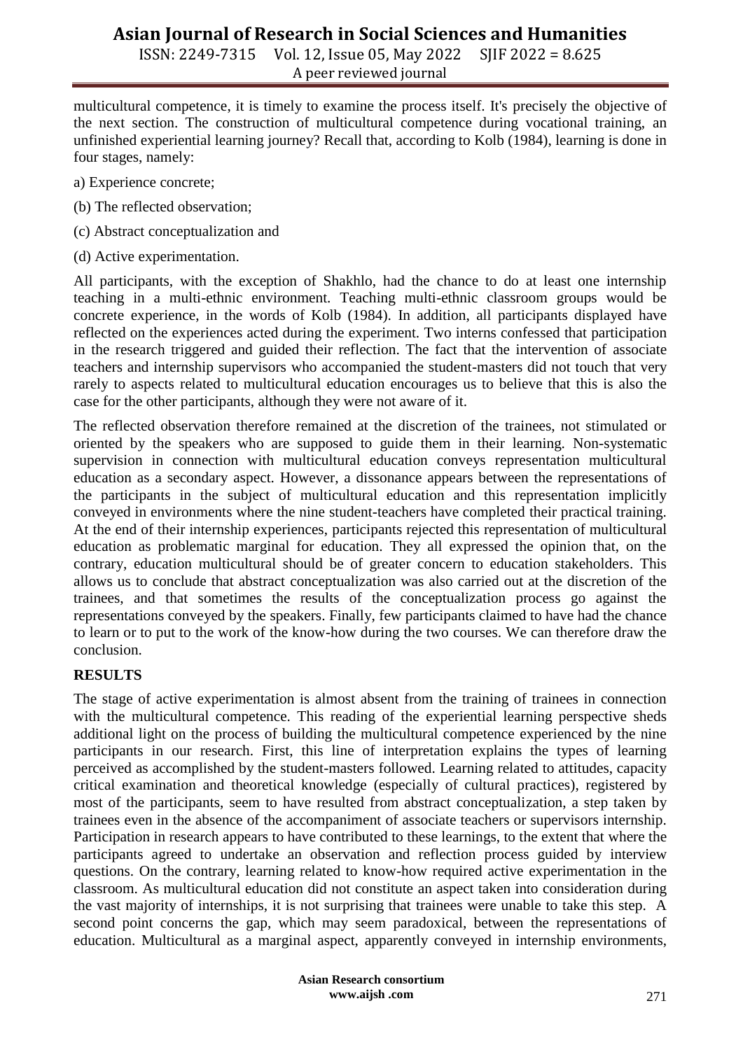multicultural competence, it is timely to examine the process itself. It's precisely the objective of the next section. The construction of multicultural competence during vocational training, an unfinished experiential learning journey? Recall that, according to Kolb (1984), learning is done in four stages, namely:

a) Experience concrete;

(b) The reflected observation;

(c) Abstract conceptualization and

(d) Active experimentation.

All participants, with the exception of Shakhlo, had the chance to do at least one internship teaching in a multi-ethnic environment. Teaching multi-ethnic classroom groups would be concrete experience, in the words of Kolb (1984). In addition, all participants displayed have reflected on the experiences acted during the experiment. Two interns confessed that participation in the research triggered and guided their reflection. The fact that the intervention of associate teachers and internship supervisors who accompanied the student-masters did not touch that very rarely to aspects related to multicultural education encourages us to believe that this is also the case for the other participants, although they were not aware of it.

The reflected observation therefore remained at the discretion of the trainees, not stimulated or oriented by the speakers who are supposed to guide them in their learning. Non-systematic supervision in connection with multicultural education conveys representation multicultural education as a secondary aspect. However, a dissonance appears between the representations of the participants in the subject of multicultural education and this representation implicitly conveyed in environments where the nine student-teachers have completed their practical training. At the end of their internship experiences, participants rejected this representation of multicultural education as problematic marginal for education. They all expressed the opinion that, on the contrary, education multicultural should be of greater concern to education stakeholders. This allows us to conclude that abstract conceptualization was also carried out at the discretion of the trainees, and that sometimes the results of the conceptualization process go against the representations conveyed by the speakers. Finally, few participants claimed to have had the chance to learn or to put to the work of the know-how during the two courses. We can therefore draw the conclusion.

**RESULTS**

The stage of active experimentation is almost absent from the training of trainees in connection with the multicultural competence. This reading of the experiential learning perspective sheds additional light on the process of building the multicultural competence experienced by the nine participants in our research. First, this line of interpretation explains the types of learning perceived as accomplished by the student-masters followed. Learning related to attitudes, capacity critical examination and theoretical knowledge (especially of cultural practices), registered by most of the participants, seem to have resulted from abstract conceptualization, a step taken by trainees even in the absence of the accompaniment of associate teachers or supervisors internship. Participation in research appears to have contributed to these learnings, to the extent that where the participants agreed to undertake an observation and reflection process guided by interview questions. On the contrary, learning related to know-how required active experimentation in the classroom. As multicultural education did not constitute an aspect taken into consideration during the vast majority of internships, it is not surprising that trainees were unable to take this step. A second point concerns the gap, which may seem paradoxical, between the representations of education. Multicultural as a marginal aspect, apparently conveyed in internship environments,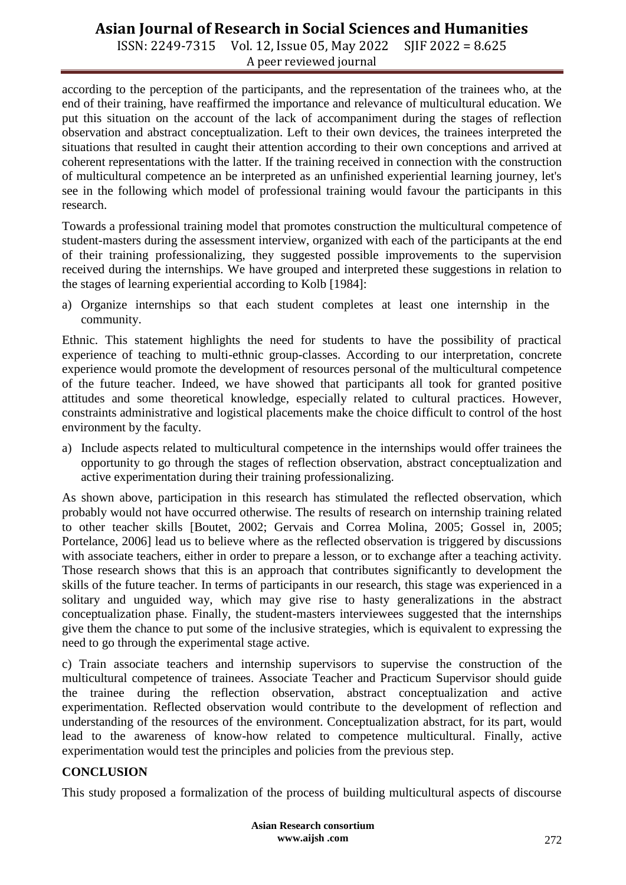according to the perception of the participants, and the representation of the trainees who, at the end of their training, have reaffirmed the importance and relevance of multicultural education. We put this situation on the account of the lack of accompaniment during the stages of reflection observation and abstract conceptualization. Left to their own devices, the trainees interpreted the situations that resulted in caught their attention according to their own conceptions and arrived at coherent representations with the latter. If the training received in connection with the construction of multicultural competence an be interpreted as an unfinished experiential learning journey, let's see in the following which model of professional training would favour the participants in this research.

Towards a professional training model that promotes construction the multicultural competence of student-masters during the assessment interview, organized with each of the participants at the end of their training professionalizing, they suggested possible improvements to the supervision received during the internships. We have grouped and interpreted these suggestions in relation to the stages of learning experiential according to Kolb [1984]:

a) Organize internships so that each student completes at least one internship in the community.

Ethnic. This statement highlights the need for students to have the possibility of practical experience of teaching to multi-ethnic group-classes. According to our interpretation, concrete experience would promote the development of resources personal of the multicultural competence of the future teacher. Indeed, we have showed that participants all took for granted positive attitudes and some theoretical knowledge, especially related to cultural practices. However, constraints administrative and logistical placements make the choice difficult to control of the host environment by the faculty.

a) Include aspects related to multicultural competence in the internships would offer trainees the opportunity to go through the stages of reflection observation, abstract conceptualization and active experimentation during their training professionalizing.

As shown above, participation in this research has stimulated the reflected observation, which probably would not have occurred otherwise. The results of research on internship training related to other teacher skills [Boutet, 2002; Gervais and Correa Molina, 2005; Gossel in, 2005; Portelance, 2006] lead us to believe where as the reflected observation is triggered by discussions with associate teachers, either in order to prepare a lesson, or to exchange after a teaching activity. Those research shows that this is an approach that contributes significantly to development the skills of the future teacher. In terms of participants in our research, this stage was experienced in a solitary and unguided way, which may give rise to hasty generalizations in the abstract conceptualization phase. Finally, the student-masters interviewees suggested that the internships give them the chance to put some of the inclusive strategies, which is equivalent to expressing the need to go through the experimental stage active.

c) Train associate teachers and internship supervisors to supervise the construction of the multicultural competence of trainees. Associate Teacher and Practicum Supervisor should guide the trainee during the reflection observation, abstract conceptualization and active experimentation. Reflected observation would contribute to the development of reflection and understanding of the resources of the environment. Conceptualization abstract, for its part, would lead to the awareness of know-how related to competence multicultural. Finally, active experimentation would test the principles and policies from the previous step.

## CONCLUSION

This study proposed a formalization of the process of building multicultural aspects of discourse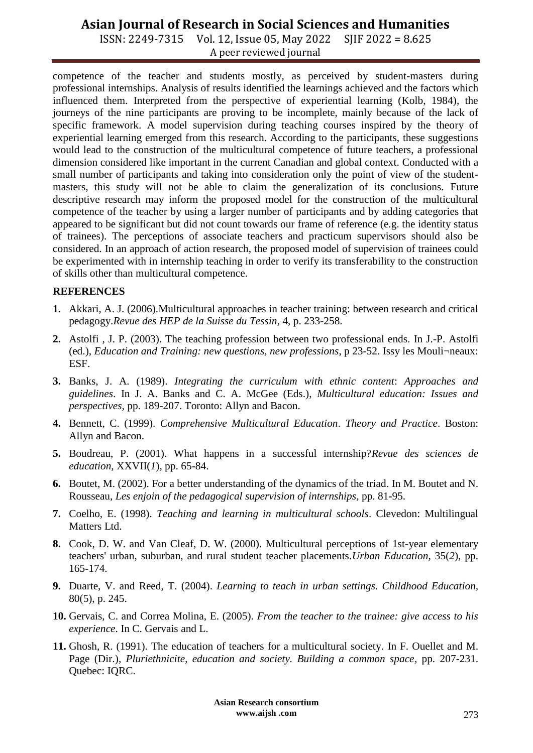competence of the teacher and students mostly, as perceived by student-masters during professional internships. Analysis of results identified the learnings achieved and the factors which influenced them. Interpreted from the perspective of experiential learning (Kolb, 1984), the journeys of the nine participants are proving to be incomplete, mainly because of the lack of specific framework. A model supervision during teaching courses inspired by the theory of experiential learning emerged from this research. According to the participants, these suggestions would lead to the construction of the multicultural competence of future teachers, a professional dimension considered like important in the current Canadian and global context. Conducted with a small number of participants and taking into consideration only the point of view of the student-masters, this study will not be able to claim the generalization of its conclusions. Future descriptive research may inform the proposed model for the construction of the multicultural competence of the teacher by using a larger number of participants and by adding categories that appeared to be significant but did not count towards our frame of reference (e.g. the identity status of trainees). The perceptions of associate teachers and practicum supervisors should also be considered. In an approach of action research, the proposed model of supervision of trainees could be experimented with in internship teaching in order to verify its transferability to the construction of skills other than multicultural competence.

## REFERENCES

1. Akkari, A. J. (2006).Multicultural approaches in teacher training: between research and critical pedagogy.*Revue des HEP de la Suisse du Tessin*, 4, p. 233-258.
2. Astolfi , J. P. (2003). The teaching profession between two professional ends. In J.-P. Astolfi (ed.), *Education and Training: new questions, new professions*, p 23-52. Issy les Mouli¬neaux: ESF.
3. Banks, J. A. (1989). *Integrating the curriculum with ethnic content*: *Approaches and guidelines*. In J. A. Banks and C. A. McGee (Eds.), *Multicultural education: Issues and perspectives,* pp. 189-207. Toronto: Allyn and Bacon.
4. Bennett, C. (1999). *Comprehensive Multicultural Education*. *Theory and Practice*. Boston: Allyn and Bacon.
5. Boudreau, P. (2001). What happens in a successful internship?*Revue des sciences de education*, XXVII(*1*), pp. 65-84.
6. Boutet, M. (2002). For a better understanding of the dynamics of the triad. In M. Boutet and N. Rousseau, *Les enjoin of the pedagogical supervision of internships*, pp. 81-95.
7. Coelho, E. (1998). *Teaching and learning in multicultural schools*. Clevedon: Multilingual Matters Ltd.
8. Cook, D. W. and Van Cleaf, D. W. (2000). Multicultural perceptions of 1st-year elementary teachers' urban, suburban, and rural student teacher placements.*Urban Education*, 35(*2*), pp. 165-174.
9. Duarte, V. and Reed, T. (2004). *Learning to teach in urban settings. Childhood Education*, 80(5), p. 245.
10. Gervais, C. and Correa Molina, E. (2005). *From the teacher to the trainee: give access to his experience*. In C. Gervais and L.
11. Ghosh, R. (1991). The education of teachers for a multicultural society. In F. Ouellet and M. Page (Dir.), *Pluriethnicite, education and society. Building a common space*, pp. 207-231. Quebec: IQRC.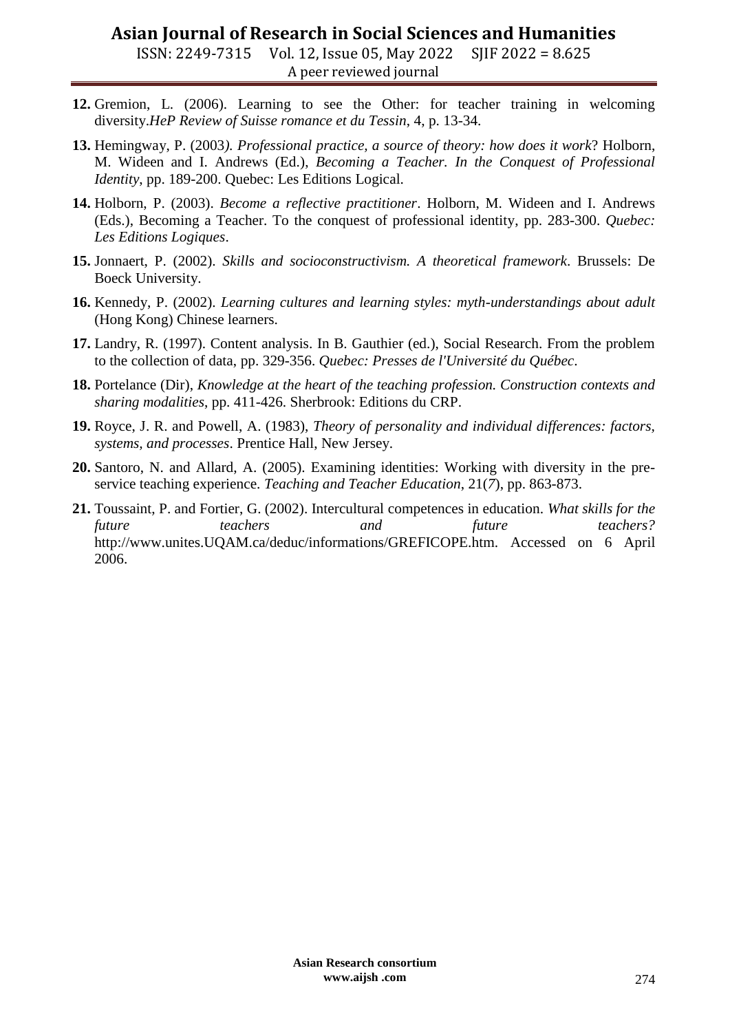**12.** Gremion, L. (2006). Learning to see the Other: for teacher training in welcoming diversity.*HeP Review of Suisse romance et du Tessin*, 4, p. 13-34.

**13.** Hemingway, P. (2003*). Professional practice, a source of theory: how does it work*? Holborn, M. Wideen and I. Andrews (Ed.), *Becoming a Teacher. In the Conquest of Professional Identity*, pp. 189-200. Quebec: Les Editions Logical.

**14.** Holborn, P. (2003). *Become a reflective practitioner*. Holborn, M. Wideen and I. Andrews (Eds.), Becoming a Teacher. To the conquest of professional identity, pp. 283-300. *Quebec: Les Editions Logiques*.

**15.** Jonnaert, P. (2002). *Skills and socioconstructivism. A theoretical framework*. Brussels: De Boeck University.

**16.** Kennedy, P. (2002). *Learning cultures and learning styles: myth-understandings about adult* (Hong Kong) Chinese learners.

**17.** Landry, R. (1997). Content analysis. In B. Gauthier (ed.), Social Research. From the problem to the collection of data, pp. 329-356. *Quebec: Presses de l'Université du Québec*.

**18.** Portelance (Dir), *Knowledge at the heart of the teaching profession. Construction contexts and sharing modalities*, pp. 411-426. Sherbrook: Editions du CRP.

**19.** Royce, J. R. and Powell, A. (1983), *Theory of personality and individual differences: factors, systems, and processes*. Prentice Hall, New Jersey.

**20.** Santoro, N. and Allard, A. (2005). Examining identities: Working with diversity in the pre-service teaching experience. *Teaching and Teacher Education*, 21(*7*), pp. 863-873.

**21.** Toussaint, P. and Fortier, G. (2002). Intercultural competences in education. *What skills for the future teachers and future teachers?* http://www.unites.UQAM.ca/deduc/informations/GREFICOPE.htm. Accessed on 6 April 2006.